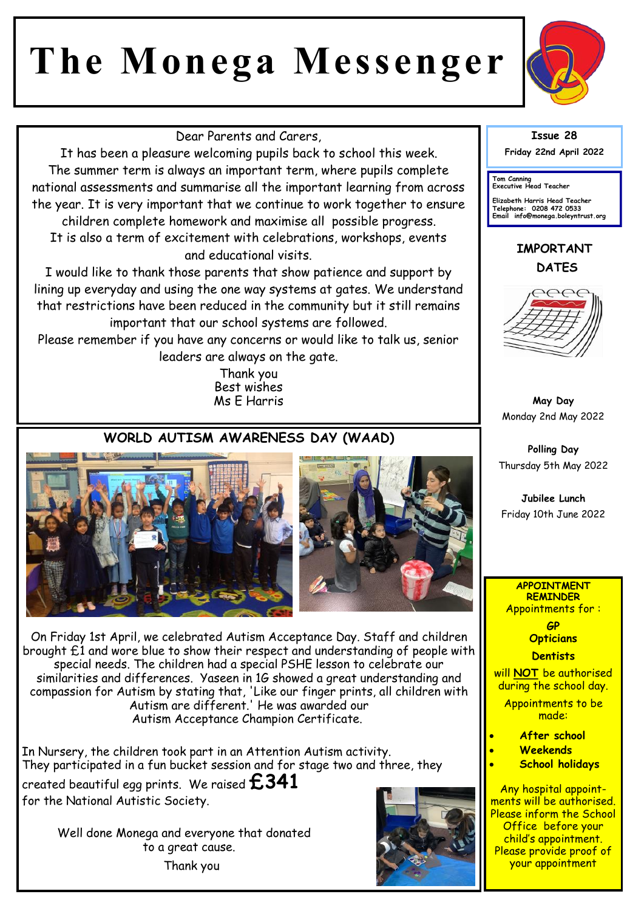# The Monega Messenger

Issue 28

Friday 22nd April 2022

Tom Canning
Executive Head Teacher

Elizabeth Harris Head Teacher
Telephone: 0208 472 0533
Email info@monega.boleyntrust.org

Dear Parents and Carers,

It has been a pleasure welcoming pupils back to school this week. The summer term is always an important term, where pupils complete national assessments and summarise all the important learning from across the year. It is very important that we continue to work together to ensure children complete homework and maximise all possible progress. It is also a term of excitement with celebrations, workshops, events and educational visits.

I would like to thank those parents that show patience and support by lining up everyday and using the one way systems at gates. We understand that restrictions have been reduced in the community but it still remains important that our school systems are followed.

Please remember if you have any concerns or would like to talk us, senior leaders are always on the gate.

Thank you
Best wishes
Ms E Harris

## WORLD AUTISM AWARENESS DAY (WAAD)

On Friday 1st April, we celebrated Autism Acceptance Day. Staff and children brought £1 and wore blue to show their respect and understanding of people with special needs. The children had a special PSHE lesson to celebrate our similarities and differences. Yaseen in 1G showed a great understanding and compassion for Autism by stating that, 'Like our finger prints, all children with Autism are different.' He was awarded our Autism Acceptance Champion Certificate.

In Nursery, the children took part in an Attention Autism activity. They participated in a fun bucket session and for stage two and three, they created beautiful egg prints. We raised **£341** for the National Autistic Society.

Well done Monega and everyone that donated to a great cause.

Thank you

## IMPORTANT DATES

**May Day**
Monday 2nd May 2022

**Polling Day**
Thursday 5th May 2022

**Jubilee Lunch**
Friday 10th June 2022

**APPOINTMENT REMINDER**

Appointments for :

**GP**
**Opticians**
**Dentists**

will **NOT** be authorised during the school day.

Appointments to be made:

- **After school**
- **Weekends**
- **School holidays**

Any hospital appointments will be authorised. Please inform the School Office before your child's appointment. Please provide proof of your appointment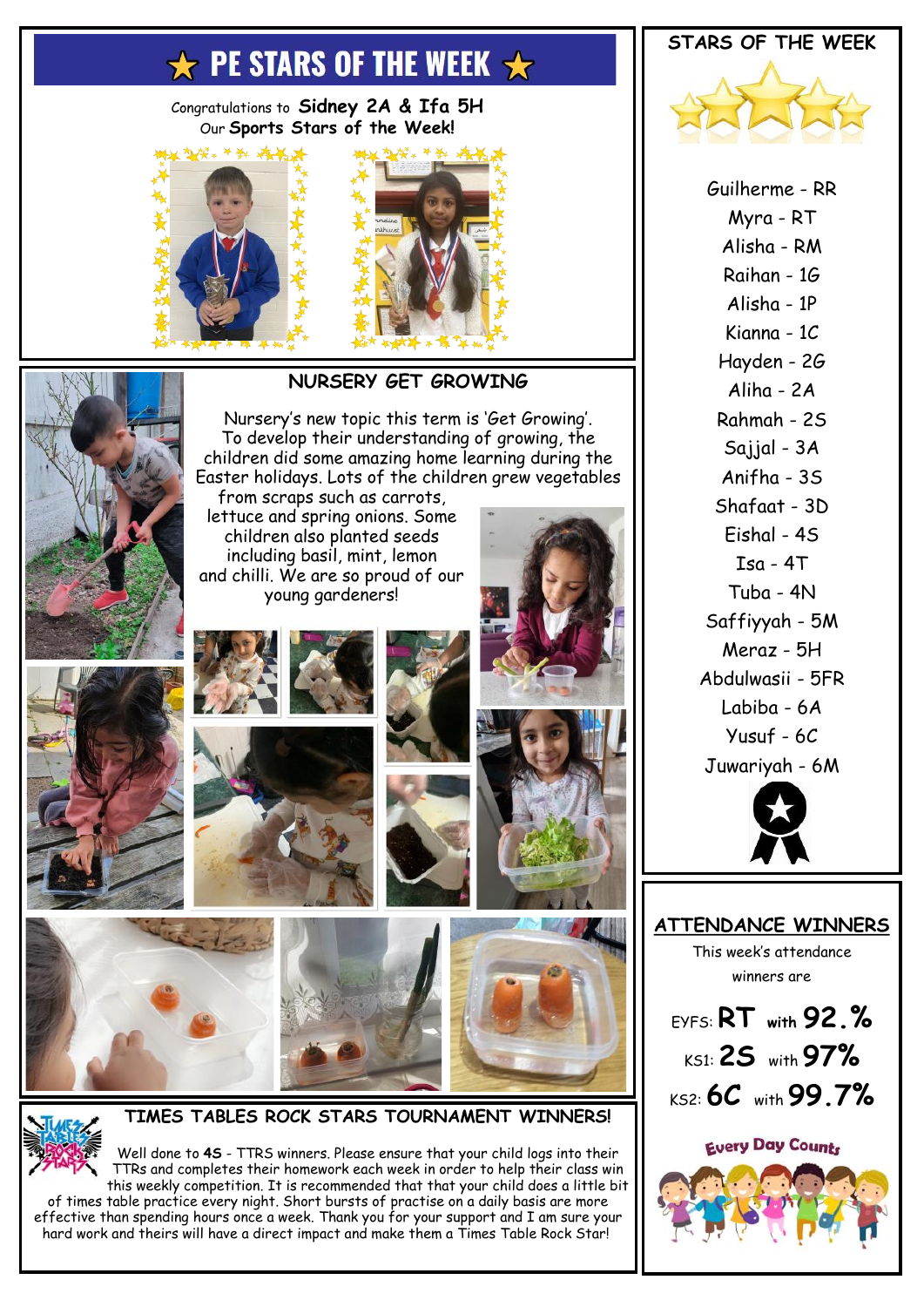# ⭐ PE STARS OF THE WEEK ⭐

Congratulations to **Sidney 2A & Ifa 5H**
Our **Sports Stars of the Week!**

## NURSERY GET GROWING

Nursery's new topic this term is 'Get Growing'. To develop their understanding of growing, the children did some amazing home learning during the Easter holidays. Lots of the children grew vegetables from scraps such as carrots, lettuce and spring onions. Some children also planted seeds including basil, mint, lemon and chilli. We are so proud of our young gardeners!

## TIMES TABLES ROCK STARS TOURNAMENT WINNERS!

Well done to **4S** - TTRS winners. Please ensure that your child logs into their TTRs and completes their homework each week in order to help their class win this weekly competition. It is recommended that that your child does a little bit of times table practice every night. Short bursts of practise on a daily basis are more effective than spending hours once a week. Thank you for your support and I am sure your hard work and theirs will have a direct impact and make them a Times Table Rock Star!

## STARS OF THE WEEK

Guilherme - RR
Myra - RT
Alisha - RM
Raihan - 1G
Alisha - 1P
Kianna - 1C
Hayden - 2G
Aliha - 2A
Rahmah - 2S
Sajjal - 3A
Anifha - 3S
Shafaat - 3D
Eishal - 4S
Isa - 4T
Tuba - 4N
Saffiyyah - 5M
Meraz - 5H
Abdulwasii - 5FR
Labiba - 6A
Yusuf - 6C
Juwariyah - 6M

## ATTENDANCE WINNERS

This week's attendance winners are

EYFS: **RT** with **92.%**

KS1: **2S** with **97%**

KS2: **6C** with **99.7%**

Every Day Counts